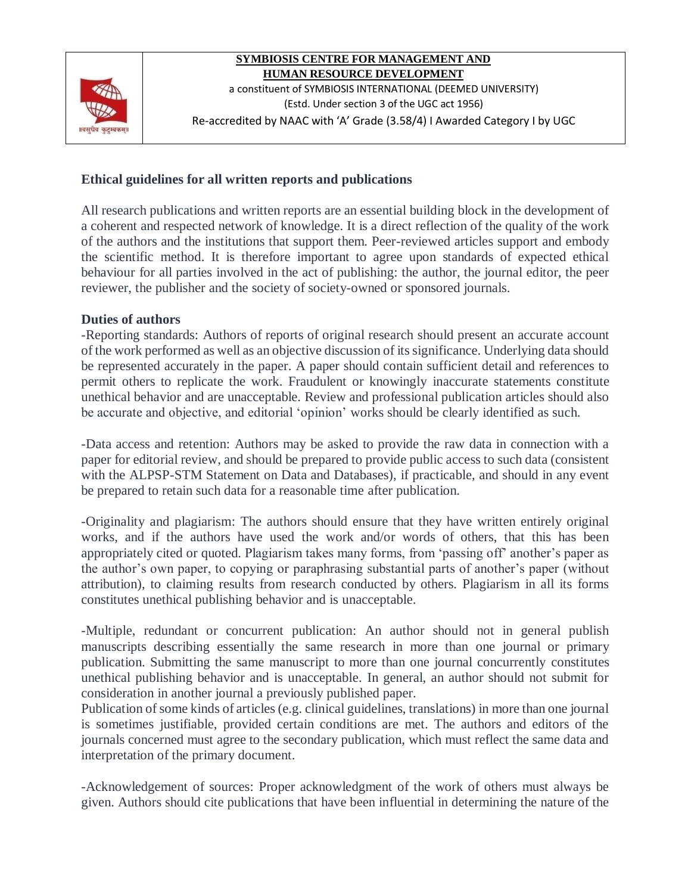**SYMBIOSIS CENTRE FOR MANAGEMENT AND HUMAN RESOURCE DEVELOPMENT**

a constituent of SYMBIOSIS INTERNATIONAL (DEEMED UNIVERSITY)

(Estd. Under section 3 of the UGC act 1956)

Re-accredited by NAAC with 'A' Grade (3.58/4) I Awarded Category I by UGC

## Ethical guidelines for all written reports and publications

All research publications and written reports are an essential building block in the development of a coherent and respected network of knowledge. It is a direct reflection of the quality of the work of the authors and the institutions that support them. Peer-reviewed articles support and embody the scientific method. It is therefore important to agree upon standards of expected ethical behaviour for all parties involved in the act of publishing: the author, the journal editor, the peer reviewer, the publisher and the society of society-owned or sponsored journals.

### Duties of authors

-Reporting standards: Authors of reports of original research should present an accurate account of the work performed as well as an objective discussion of its significance. Underlying data should be represented accurately in the paper. A paper should contain sufficient detail and references to permit others to replicate the work. Fraudulent or knowingly inaccurate statements constitute unethical behavior and are unacceptable. Review and professional publication articles should also be accurate and objective, and editorial 'opinion' works should be clearly identified as such.

-Data access and retention: Authors may be asked to provide the raw data in connection with a paper for editorial review, and should be prepared to provide public access to such data (consistent with the ALPSP-STM Statement on Data and Databases), if practicable, and should in any event be prepared to retain such data for a reasonable time after publication.

-Originality and plagiarism: The authors should ensure that they have written entirely original works, and if the authors have used the work and/or words of others, that this has been appropriately cited or quoted. Plagiarism takes many forms, from 'passing off' another's paper as the author's own paper, to copying or paraphrasing substantial parts of another's paper (without attribution), to claiming results from research conducted by others. Plagiarism in all its forms constitutes unethical publishing behavior and is unacceptable.

-Multiple, redundant or concurrent publication: An author should not in general publish manuscripts describing essentially the same research in more than one journal or primary publication. Submitting the same manuscript to more than one journal concurrently constitutes unethical publishing behavior and is unacceptable. In general, an author should not submit for consideration in another journal a previously published paper.
Publication of some kinds of articles (e.g. clinical guidelines, translations) in more than one journal is sometimes justifiable, provided certain conditions are met. The authors and editors of the journals concerned must agree to the secondary publication, which must reflect the same data and interpretation of the primary document.

-Acknowledgement of sources: Proper acknowledgment of the work of others must always be given. Authors should cite publications that have been influential in determining the nature of the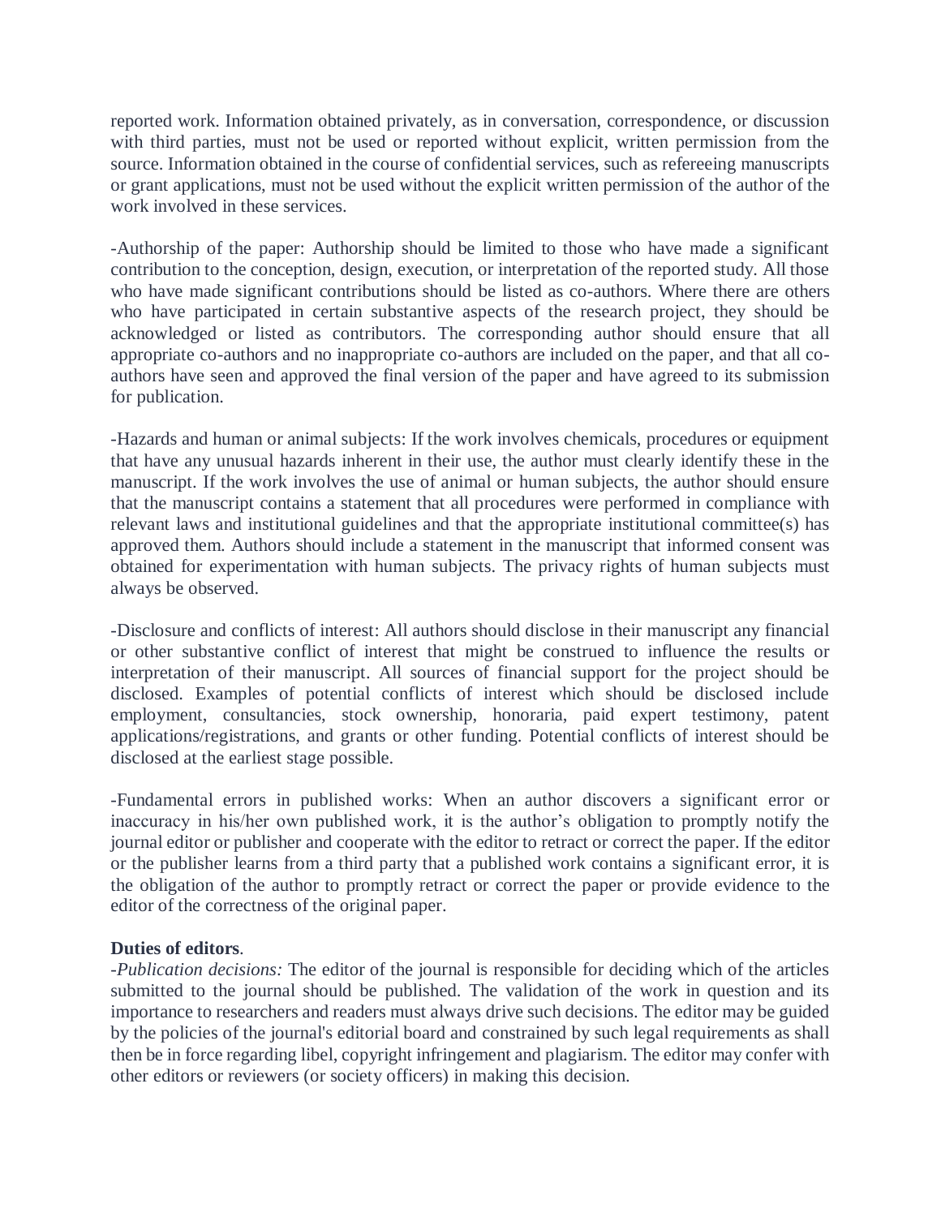reported work. Information obtained privately, as in conversation, correspondence, or discussion with third parties, must not be used or reported without explicit, written permission from the source. Information obtained in the course of confidential services, such as refereeing manuscripts or grant applications, must not be used without the explicit written permission of the author of the work involved in these services.

-Authorship of the paper: Authorship should be limited to those who have made a significant contribution to the conception, design, execution, or interpretation of the reported study. All those who have made significant contributions should be listed as co-authors. Where there are others who have participated in certain substantive aspects of the research project, they should be acknowledged or listed as contributors. The corresponding author should ensure that all appropriate co-authors and no inappropriate co-authors are included on the paper, and that all co-authors have seen and approved the final version of the paper and have agreed to its submission for publication.

-Hazards and human or animal subjects: If the work involves chemicals, procedures or equipment that have any unusual hazards inherent in their use, the author must clearly identify these in the manuscript. If the work involves the use of animal or human subjects, the author should ensure that the manuscript contains a statement that all procedures were performed in compliance with relevant laws and institutional guidelines and that the appropriate institutional committee(s) has approved them. Authors should include a statement in the manuscript that informed consent was obtained for experimentation with human subjects. The privacy rights of human subjects must always be observed.

-Disclosure and conflicts of interest: All authors should disclose in their manuscript any financial or other substantive conflict of interest that might be construed to influence the results or interpretation of their manuscript. All sources of financial support for the project should be disclosed. Examples of potential conflicts of interest which should be disclosed include employment, consultancies, stock ownership, honoraria, paid expert testimony, patent applications/registrations, and grants or other funding. Potential conflicts of interest should be disclosed at the earliest stage possible.

-Fundamental errors in published works: When an author discovers a significant error or inaccuracy in his/her own published work, it is the author's obligation to promptly notify the journal editor or publisher and cooperate with the editor to retract or correct the paper. If the editor or the publisher learns from a third party that a published work contains a significant error, it is the obligation of the author to promptly retract or correct the paper or provide evidence to the editor of the correctness of the original paper.

**Duties of editors**.

-*Publication decisions:* The editor of the journal is responsible for deciding which of the articles submitted to the journal should be published. The validation of the work in question and its importance to researchers and readers must always drive such decisions. The editor may be guided by the policies of the journal's editorial board and constrained by such legal requirements as shall then be in force regarding libel, copyright infringement and plagiarism. The editor may confer with other editors or reviewers (or society officers) in making this decision.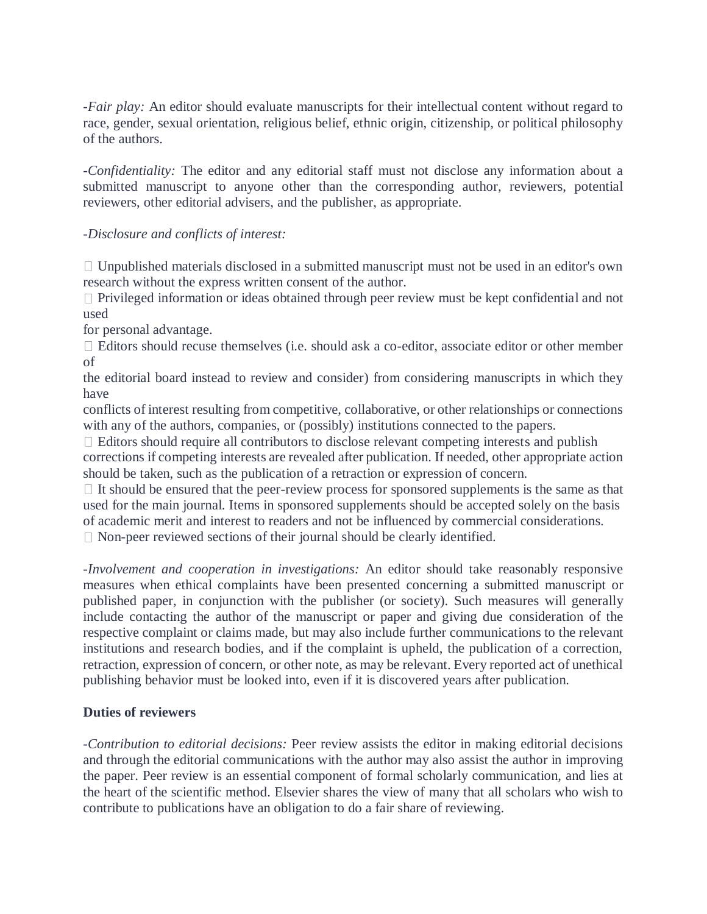*-Fair play:* An editor should evaluate manuscripts for their intellectual content without regard to race, gender, sexual orientation, religious belief, ethnic origin, citizenship, or political philosophy of the authors.

*-Confidentiality:* The editor and any editorial staff must not disclose any information about a submitted manuscript to anyone other than the corresponding author, reviewers, potential reviewers, other editorial advisers, and the publisher, as appropriate.

*-Disclosure and conflicts of interest:*

- Unpublished materials disclosed in a submitted manuscript must not be used in an editor's own research without the express written consent of the author.
- Privileged information or ideas obtained through peer review must be kept confidential and not used for personal advantage.
- Editors should recuse themselves (i.e. should ask a co-editor, associate editor or other member of the editorial board instead to review and consider) from considering manuscripts in which they have conflicts of interest resulting from competitive, collaborative, or other relationships or connections with any of the authors, companies, or (possibly) institutions connected to the papers.
- Editors should require all contributors to disclose relevant competing interests and publish corrections if competing interests are revealed after publication. If needed, other appropriate action should be taken, such as the publication of a retraction or expression of concern.
- It should be ensured that the peer-review process for sponsored supplements is the same as that used for the main journal. Items in sponsored supplements should be accepted solely on the basis of academic merit and interest to readers and not be influenced by commercial considerations.
- Non-peer reviewed sections of their journal should be clearly identified.

*-Involvement and cooperation in investigations:* An editor should take reasonably responsive measures when ethical complaints have been presented concerning a submitted manuscript or published paper, in conjunction with the publisher (or society). Such measures will generally include contacting the author of the manuscript or paper and giving due consideration of the respective complaint or claims made, but may also include further communications to the relevant institutions and research bodies, and if the complaint is upheld, the publication of a correction, retraction, expression of concern, or other note, as may be relevant. Every reported act of unethical publishing behavior must be looked into, even if it is discovered years after publication.

**Duties of reviewers**

*-Contribution to editorial decisions:* Peer review assists the editor in making editorial decisions and through the editorial communications with the author may also assist the author in improving the paper. Peer review is an essential component of formal scholarly communication, and lies at the heart of the scientific method. Elsevier shares the view of many that all scholars who wish to contribute to publications have an obligation to do a fair share of reviewing.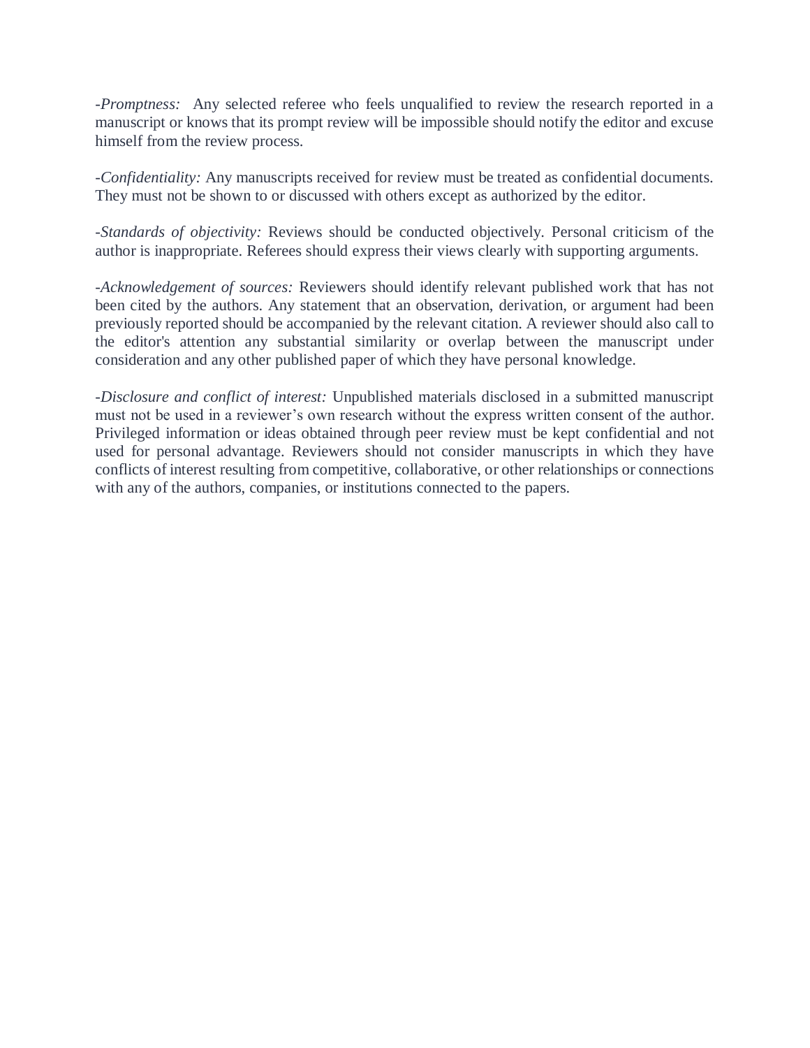-*Promptness:* Any selected referee who feels unqualified to review the research reported in a manuscript or knows that its prompt review will be impossible should notify the editor and excuse himself from the review process.

-*Confidentiality:* Any manuscripts received for review must be treated as confidential documents. They must not be shown to or discussed with others except as authorized by the editor.

-*Standards of objectivity:* Reviews should be conducted objectively. Personal criticism of the author is inappropriate. Referees should express their views clearly with supporting arguments.

-*Acknowledgement of sources:* Reviewers should identify relevant published work that has not been cited by the authors. Any statement that an observation, derivation, or argument had been previously reported should be accompanied by the relevant citation. A reviewer should also call to the editor's attention any substantial similarity or overlap between the manuscript under consideration and any other published paper of which they have personal knowledge.

-*Disclosure and conflict of interest:* Unpublished materials disclosed in a submitted manuscript must not be used in a reviewer's own research without the express written consent of the author. Privileged information or ideas obtained through peer review must be kept confidential and not used for personal advantage. Reviewers should not consider manuscripts in which they have conflicts of interest resulting from competitive, collaborative, or other relationships or connections with any of the authors, companies, or institutions connected to the papers.